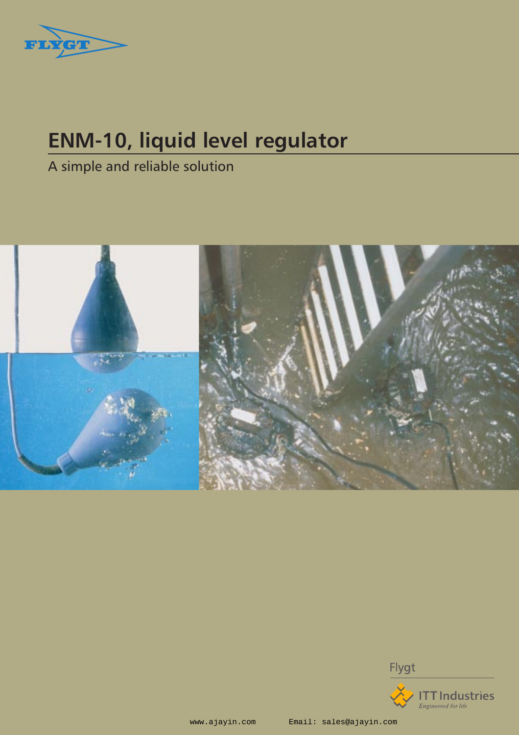# ENM-10, liquid level regulator

A simple and reliable solution

Flygt

ITT Industries

*Engineered for life*

www.ajayin.com Email: sales@ajayin.com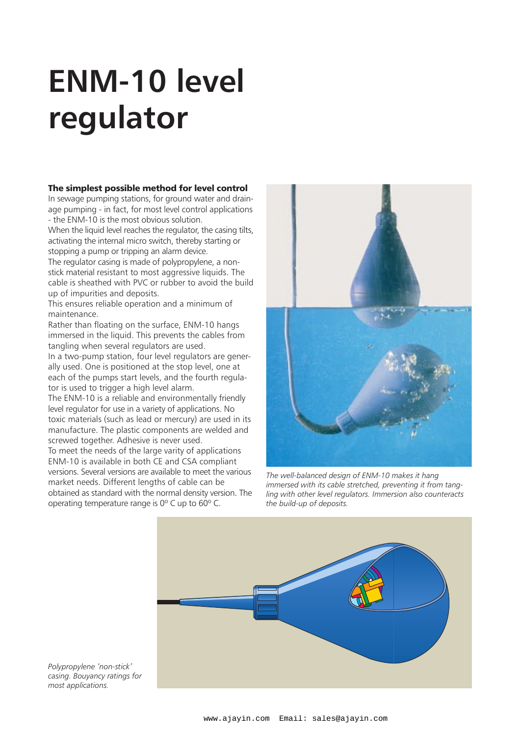# ENM-10 level regulator

**The simplest possible method for level control**

In sewage pumping stations, for ground water and drainage pumping - in fact, for most level control applications - the ENM-10 is the most obvious solution.

When the liquid level reaches the regulator, the casing tilts, activating the internal micro switch, thereby starting or stopping a pump or tripping an alarm device.

The regulator casing is made of polypropylene, a non-stick material resistant to most aggressive liquids. The cable is sheathed with PVC or rubber to avoid the build up of impurities and deposits.

This ensures reliable operation and a minimum of maintenance.

Rather than floating on the surface, ENM-10 hangs immersed in the liquid. This prevents the cables from tangling when several regulators are used.

In a two-pump station, four level regulators are generally used. One is positioned at the stop level, one at each of the pumps start levels, and the fourth regulator is used to trigger a high level alarm.

The ENM-10 is a reliable and environmentally friendly level regulator for use in a variety of applications. No toxic materials (such as lead or mercury) are used in its manufacture. The plastic components are welded and screwed together. Adhesive is never used.

To meet the needs of the large varity of applications ENM-10 is available in both CE and CSA compliant versions. Several versions are available to meet the various market needs. Different lengths of cable can be obtained as standard with the normal density version. The operating temperature range is 0º C up to 60º C.

*The well-balanced design of ENM-10 makes it hang immersed with its cable stretched, preventing it from tangling with other level regulators. Immersion also counteracts the build-up of deposits.*

*Polypropylene 'non-stick' casing. Bouyancy ratings for most applications.*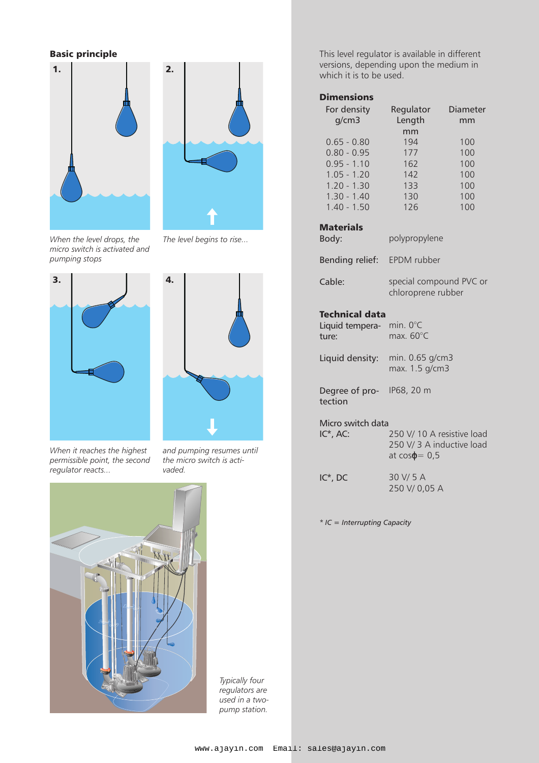## Basic principle

1.

*When the level drops, the micro switch is activated and pumping stops*

2.

*The level begins to rise...*

3.

*When it reaches the highest permissible point, the second regulator reacts...*

4.

*and pumping resumes until the micro switch is activated.*

*Typically four regulators are used in a two-pump station.*

This level regulator is available in different versions, depending upon the medium in which it is to be used.

### Dimensions

| For density g/cm3 | Regulator Length mm | Diameter mm |
|---|---|---|
| 0.65 - 0.80 | 194 | 100 |
| 0.80 - 0.95 | 177 | 100 |
| 0.95 - 1.10 | 162 | 100 |
| 1.05 - 1.20 | 142 | 100 |
| 1.20 - 1.30 | 133 | 100 |
| 1.30 - 1.40 | 130 | 100 |
| 1.40 - 1.50 | 126 | 100 |

### Materials

| | |
|---|---|
| Body: | polypropylene |
| Bending relief: | EPDM rubber |
| Cable: | special compound PVC or chloroprene rubber |

### Technical data

| | |
|---|---|
| Liquid temperature: | min. 0°C<br>max. 60°C |
| Liquid density: | min. 0.65 g/cm3<br>max. 1.5 g/cm3 |
| Degree of protection | IP68, 20 m |

Micro switch data

| | |
|---|---|
| IC*, AC: | 250 V/ 10 A resistive load<br>250 V/ 3 A inductive load at cos$\phi$= 0,5 |
| IC*, DC | 30 V/ 5 A<br>250 V/ 0,05 A |

*\* IC = Interrupting Capacity*

www.ajayin.com Email: sales@ajayin.com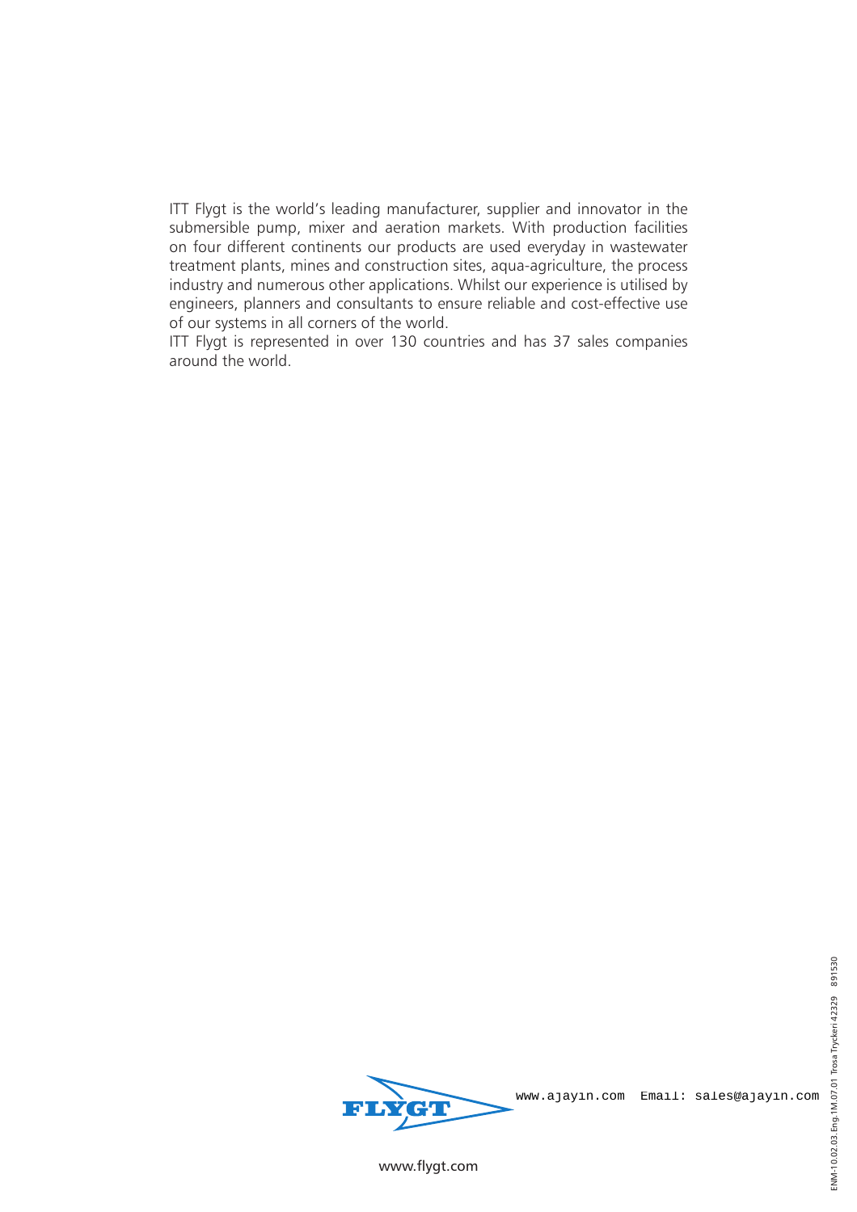ITT Flygt is the world's leading manufacturer, supplier and innovator in the submersible pump, mixer and aeration markets. With production facilities on four different continents our products are used everyday in wastewater treatment plants, mines and construction sites, aqua-agriculture, the process industry and numerous other applications. Whilst our experience is utilised by engineers, planners and consultants to ensure reliable and cost-effective use of our systems in all corners of the world.

ITT Flygt is represented in over 130 countries and has 37 sales companies around the world.

FLYGT

www.ajayin.com Email: sales@ajayin.com

www.flygt.com

ENM-10.02.03.Eng.1M.07.01 Trosa Tryckeri 42329 891530